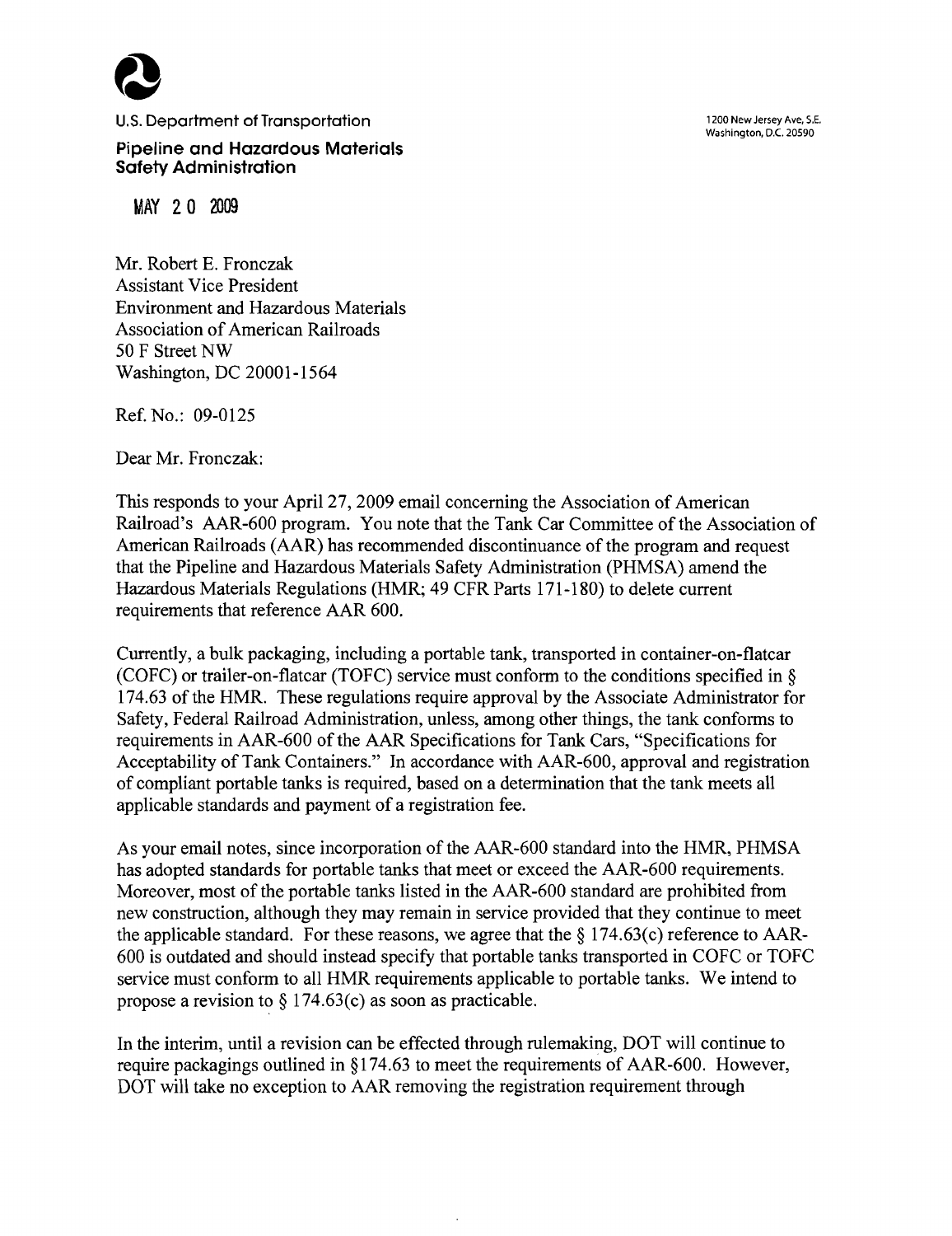U.S. Department of Transportation

**Pipeline and Hazardous Materials Safety Administration**

1200 New Jersey Ave, S.E.
Washington, D.C. 20590

MAY 20 2009

Mr. Robert E. Fronczak
Assistant Vice President
Environment and Hazardous Materials
Association of American Railroads
50 F Street NW
Washington, DC 20001-1564

Ref. No.: 09-0125

Dear Mr. Fronczak:

This responds to your April 27, 2009 email concerning the Association of American Railroad's AAR-600 program. You note that the Tank Car Committee of the Association of American Railroads (AAR) has recommended discontinuance of the program and request that the Pipeline and Hazardous Materials Safety Administration (PHMSA) amend the Hazardous Materials Regulations (HMR; 49 CFR Parts 171-180) to delete current requirements that reference AAR 600.

Currently, a bulk packaging, including a portable tank, transported in container-on-flatcar (COFC) or trailer-on-flatcar (TOFC) service must conform to the conditions specified in § 174.63 of the HMR. These regulations require approval by the Associate Administrator for Safety, Federal Railroad Administration, unless, among other things, the tank conforms to requirements in AAR-600 of the AAR Specifications for Tank Cars, "Specifications for Acceptability of Tank Containers." In accordance with AAR-600, approval and registration of compliant portable tanks is required, based on a determination that the tank meets all applicable standards and payment of a registration fee.

As your email notes, since incorporation of the AAR-600 standard into the HMR, PHMSA has adopted standards for portable tanks that meet or exceed the AAR-600 requirements. Moreover, most of the portable tanks listed in the AAR-600 standard are prohibited from new construction, although they may remain in service provided that they continue to meet the applicable standard. For these reasons, we agree that the § 174.63(c) reference to AAR-600 is outdated and should instead specify that portable tanks transported in COFC or TOFC service must conform to all HMR requirements applicable to portable tanks. We intend to propose a revision to § 174.63(c) as soon as practicable.

In the interim, until a revision can be effected through rulemaking, DOT will continue to require packagings outlined in §174.63 to meet the requirements of AAR-600. However, DOT will take no exception to AAR removing the registration requirement through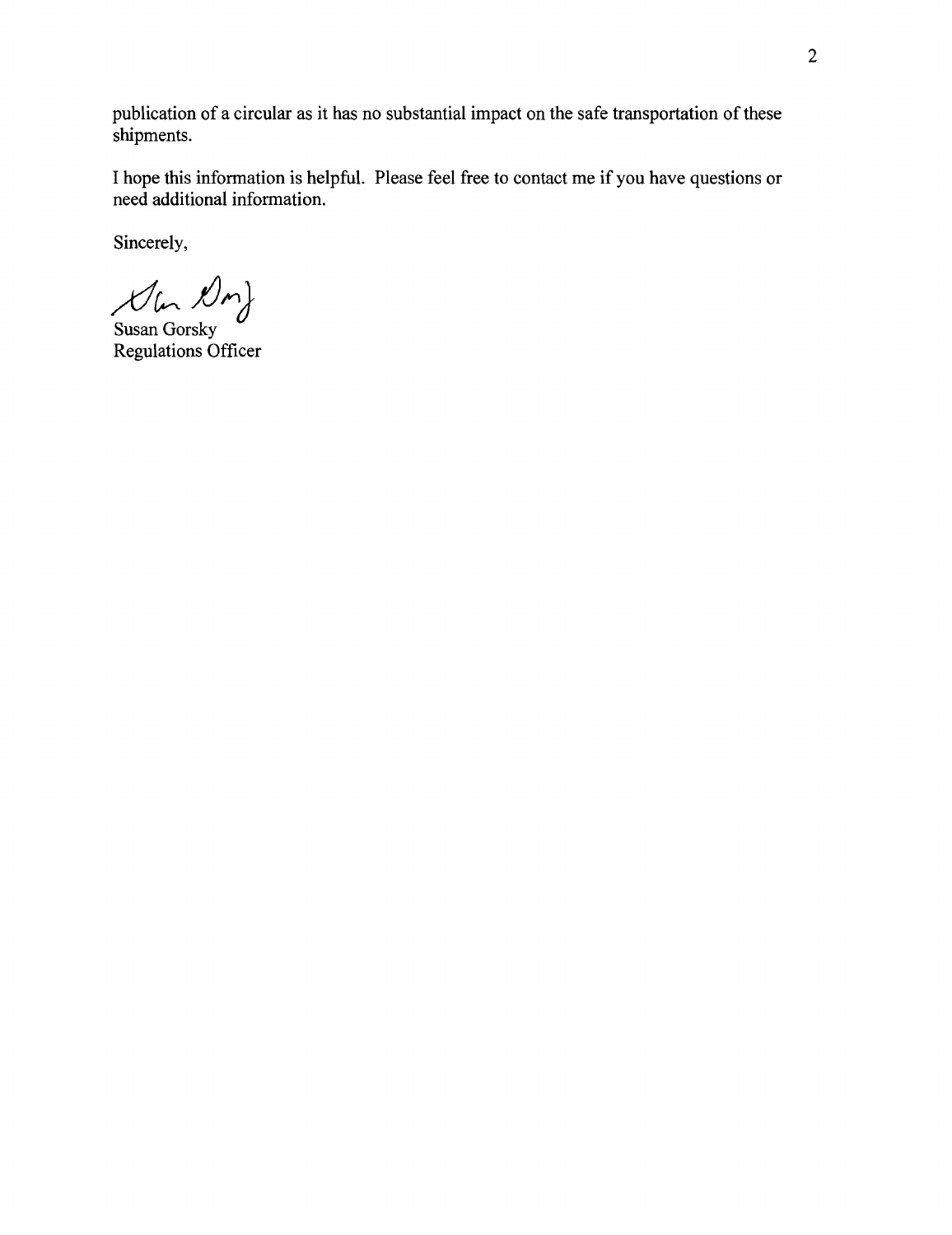publication of a circular as it has no substantial impact on the safe transportation of these shipments.

I hope this information is helpful. Please feel free to contact me if you have questions or need additional information.

Sincerely,

Susan Gorsky
Regulations Officer